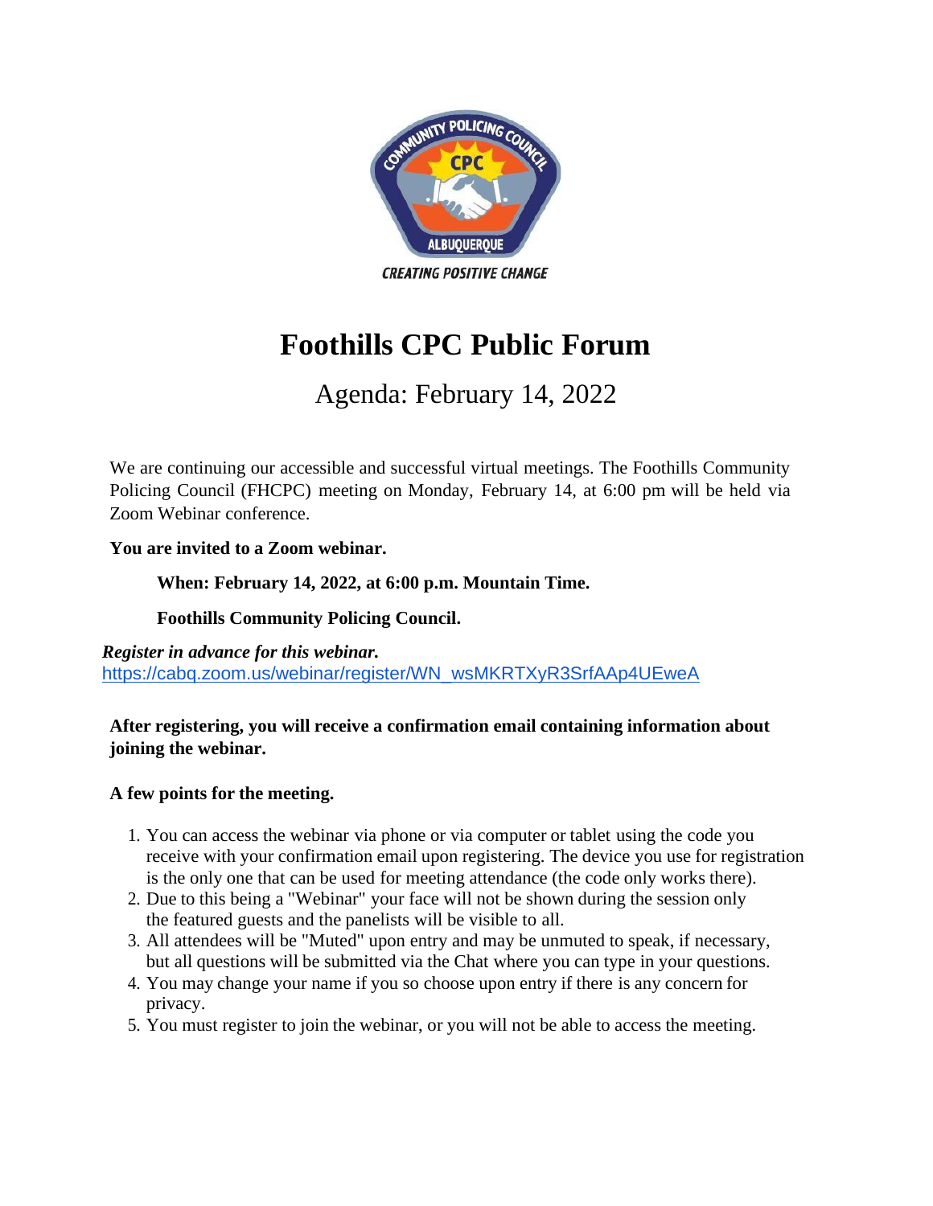# Foothills CPC Public Forum

## Agenda: February 14, 2022

We are continuing our accessible and successful virtual meetings. The Foothills Community Policing Council (FHCPC) meeting on Monday, February 14, at 6:00 pm will be held via Zoom Webinar conference.

**You are invited to a Zoom webinar.**

**When: February 14, 2022, at 6:00 p.m. Mountain Time.**

**Foothills Community Policing Council.**

***Register in advance for this webinar.***
https://cabq.zoom.us/webinar/register/WN_wsMKRTXyR3SrfAAp4UEweA

**After registering, you will receive a confirmation email containing information about joining the webinar.**

**A few points for the meeting.**

1. You can access the webinar via phone or via computer or tablet using the code you receive with your confirmation email upon registering. The device you use for registration is the only one that can be used for meeting attendance (the code only works there).
2. Due to this being a "Webinar" your face will not be shown during the session only the featured guests and the panelists will be visible to all.
3. All attendees will be "Muted" upon entry and may be unmuted to speak, if necessary, but all questions will be submitted via the Chat where you can type in your questions.
4. You may change your name if you so choose upon entry if there is any concern for privacy.
5. You must register to join the webinar, or you will not be able to access the meeting.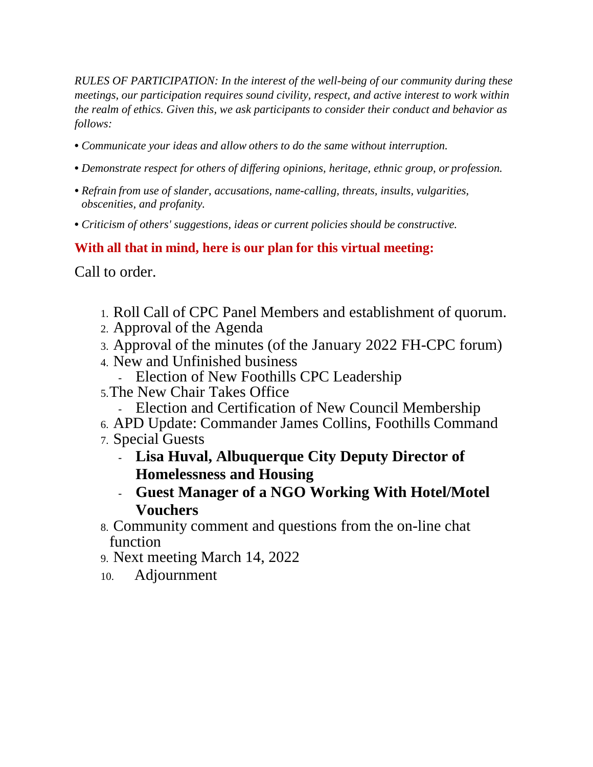*RULES OF PARTICIPATION: In the interest of the well-being of our community during these meetings, our participation requires sound civility, respect, and active interest to work within the realm of ethics. Given this, we ask participants to consider their conduct and behavior as follows:*

- *Communicate your ideas and allow others to do the same without interruption.*
- *Demonstrate respect for others of differing opinions, heritage, ethnic group, or profession.*
- *Refrain from use of slander, accusations, name-calling, threats, insults, vulgarities, obscenities, and profanity.*
- *Criticism of others' suggestions, ideas or current policies should be constructive.*

**With all that in mind, here is our plan for this virtual meeting:**

Call to order.

1. Roll Call of CPC Panel Members and establishment of quorum.
2. Approval of the Agenda
3. Approval of the minutes (of the January 2022 FH-CPC forum)
4. New and Unfinished business
   - Election of New Foothills CPC Leadership
5. The New Chair Takes Office
   - Election and Certification of New Council Membership
6. APD Update: Commander James Collins, Foothills Command
7. Special Guests
   - **Lisa Huval, Albuquerque City Deputy Director of Homelessness and Housing**
   - **Guest Manager of a NGO Working With Hotel/Motel Vouchers**
8. Community comment and questions from the on-line chat function
9. Next meeting March 14, 2022
10. Adjournment